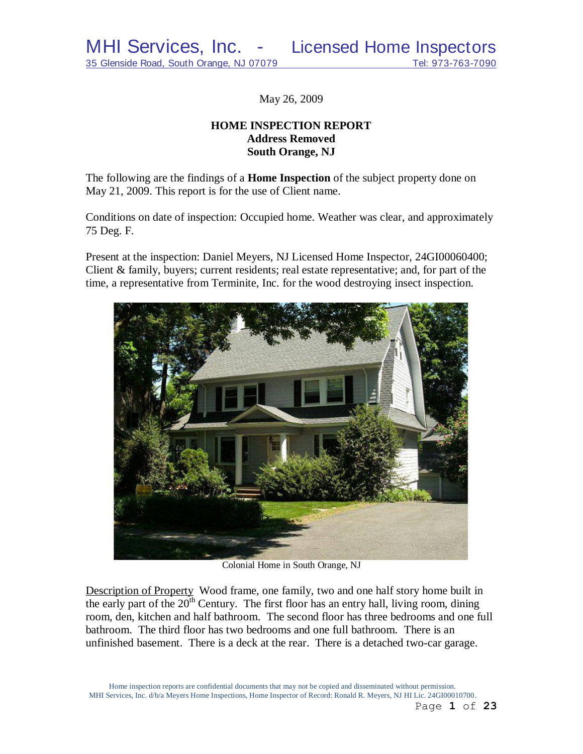# MHI Services, Inc. - Licensed Home Inspectors

35 Glenside Road, South Orange, NJ 07079 Tel: 973-763-7090

May 26, 2009

**HOME INSPECTION REPORT**
**Address Removed**
**South Orange, NJ**

The following are the findings of a **Home Inspection** of the subject property done on May 21, 2009. This report is for the use of Client name.

Conditions on date of inspection: Occupied home. Weather was clear, and approximately 75 Deg. F.

Present at the inspection: Daniel Meyers, NJ Licensed Home Inspector, 24GI00060400; Client & family, buyers; current residents; real estate representative; and, for part of the time, a representative from Terminite, Inc. for the wood destroying insect inspection.

Colonial Home in South Orange, NJ

Description of Property Wood frame, one family, two and one half story home built in the early part of the 20th Century. The first floor has an entry hall, living room, dining room, den, kitchen and half bathroom. The second floor has three bedrooms and one full bathroom. The third floor has two bedrooms and one full bathroom. There is an unfinished basement. There is a deck at the rear. There is a detached two-car garage.

Home inspection reports are confidential documents that may not be copied and disseminated without permission.
MHI Services, Inc. d/b/a Meyers Home Inspections, Home Inspector of Record: Ronald R. Meyers, NJ HI Lic. 24GI00010700.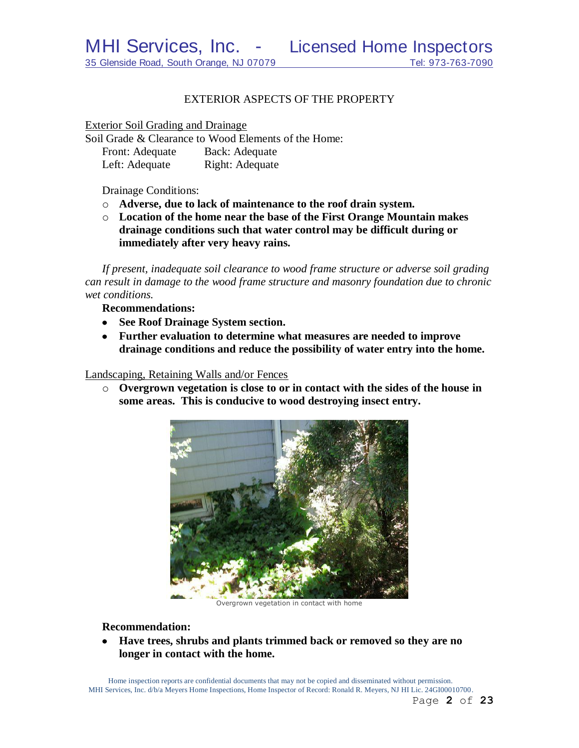## EXTERIOR ASPECTS OF THE PROPERTY

Exterior Soil Grading and Drainage

Soil Grade & Clearance to Wood Elements of the Home:

| | |
|---|---|
| Front: Adequate | Back: Adequate |
| Left: Adequate | Right: Adequate |

Drainage Conditions:

- **Adverse, due to lack of maintenance to the roof drain system.**
- **Location of the home near the base of the First Orange Mountain makes drainage conditions such that water control may be difficult during or immediately after very heavy rains.**

*If present, inadequate soil clearance to wood frame structure or adverse soil grading can result in damage to the wood frame structure and masonry foundation due to chronic wet conditions.*

**Recommendations:**

- **See Roof Drainage System section.**
- **Further evaluation to determine what measures are needed to improve drainage conditions and reduce the possibility of water entry into the home.**

Landscaping, Retaining Walls and/or Fences

- **Overgrown vegetation is close to or in contact with the sides of the house in some areas. This is conducive to wood destroying insect entry.**

Overgrown vegetation in contact with home

**Recommendation:**

- **Have trees, shrubs and plants trimmed back or removed so they are no longer in contact with the home.**

Home inspection reports are confidential documents that may not be copied and disseminated without permission.
MHI Services, Inc. d/b/a Meyers Home Inspections, Home Inspector of Record: Ronald R. Meyers, NJ HI Lic. 24GI00010700.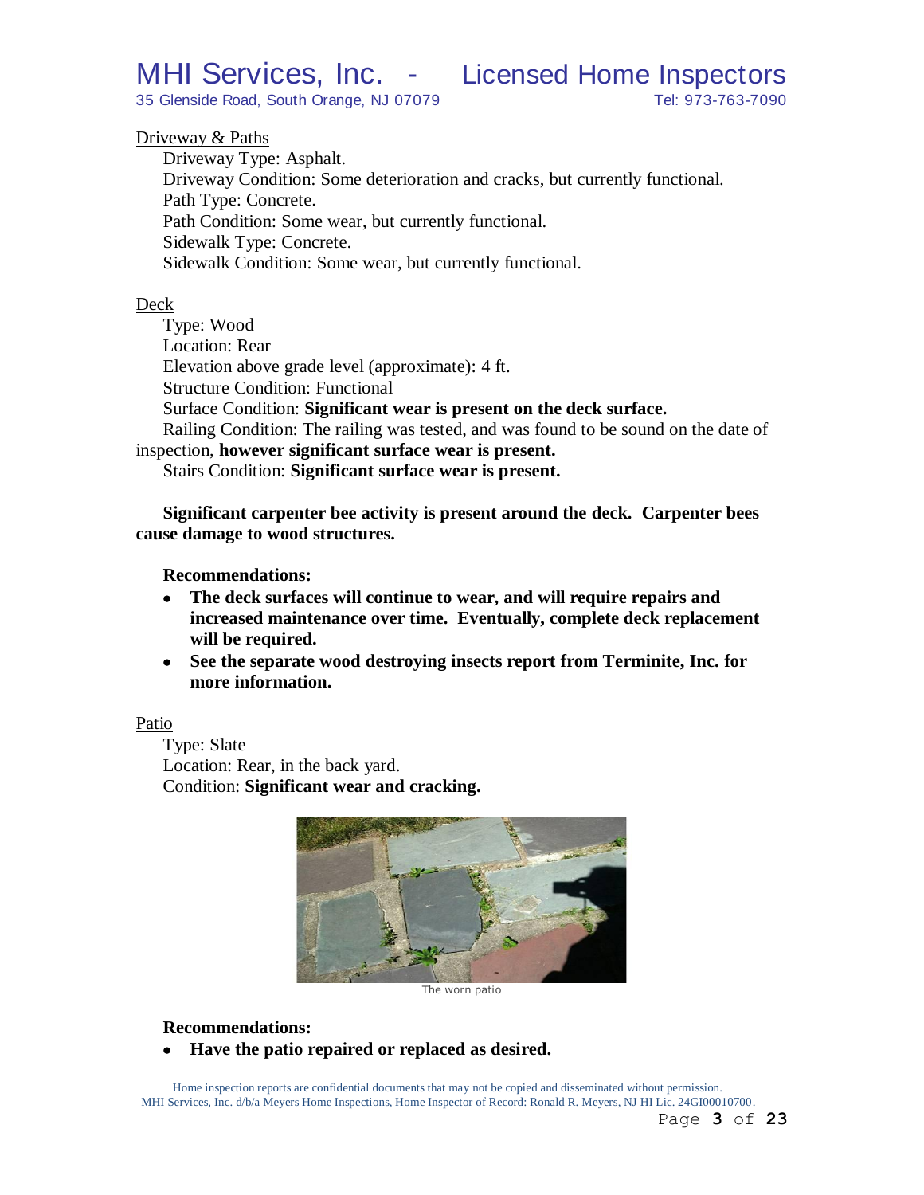Driveway & Paths

Driveway Type: Asphalt.
Driveway Condition: Some deterioration and cracks, but currently functional.
Path Type: Concrete.
Path Condition: Some wear, but currently functional.
Sidewalk Type: Concrete.
Sidewalk Condition: Some wear, but currently functional.

Deck

Type: Wood
Location: Rear
Elevation above grade level (approximate): 4 ft.
Structure Condition: Functional
Surface Condition: **Significant wear is present on the deck surface.**
Railing Condition: The railing was tested, and was found to be sound on the date of inspection, **however significant surface wear is present.**
Stairs Condition: **Significant surface wear is present.**

**Significant carpenter bee activity is present around the deck. Carpenter bees cause damage to wood structures.**

**Recommendations:**

- **The deck surfaces will continue to wear, and will require repairs and increased maintenance over time. Eventually, complete deck replacement will be required.**
- **See the separate wood destroying insects report from Terminite, Inc. for more information.**

Patio

Type: Slate
Location: Rear, in the back yard.
Condition: **Significant wear and cracking.**

The worn patio

**Recommendations:**

- **Have the patio repaired or replaced as desired.**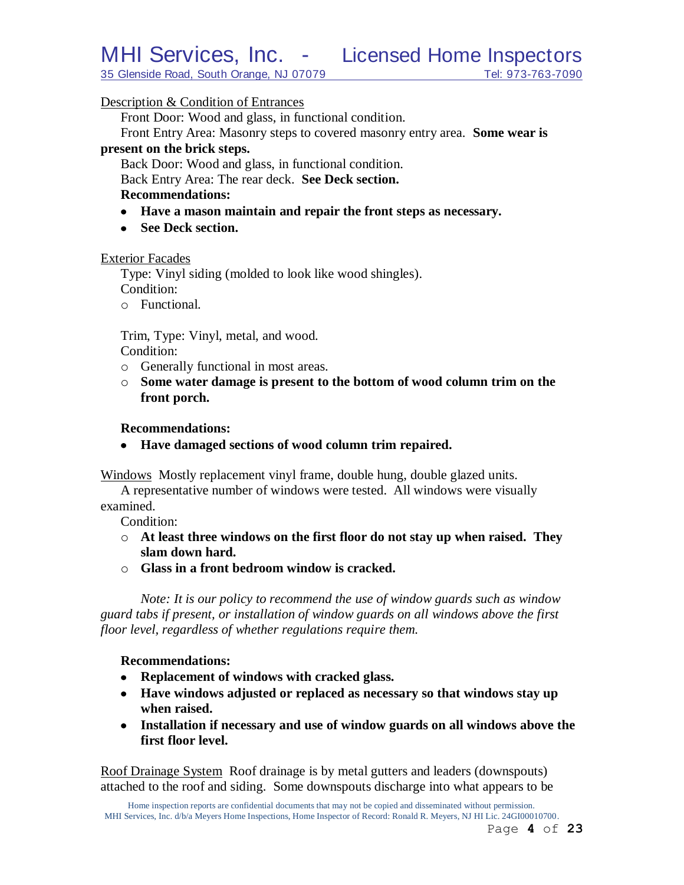Description & Condition of Entrances

Front Door: Wood and glass, in functional condition.

Front Entry Area: Masonry steps to covered masonry entry area. **Some wear is present on the brick steps.**

Back Door: Wood and glass, in functional condition.

Back Entry Area: The rear deck. **See Deck section.**

**Recommendations:**

- **Have a mason maintain and repair the front steps as necessary.**
- **See Deck section.**

Exterior Facades

Type: Vinyl siding (molded to look like wood shingles).

Condition:

- Functional.

Trim, Type: Vinyl, metal, and wood.

Condition:

- Generally functional in most areas.
- **Some water damage is present to the bottom of wood column trim on the front porch.**

**Recommendations:**

- **Have damaged sections of wood column trim repaired.**

Windows Mostly replacement vinyl frame, double hung, double glazed units.

A representative number of windows were tested. All windows were visually examined.

Condition:

- **At least three windows on the first floor do not stay up when raised. They slam down hard.**
- **Glass in a front bedroom window is cracked.**

*Note: It is our policy to recommend the use of window guards such as window guard tabs if present, or installation of window guards on all windows above the first floor level, regardless of whether regulations require them.*

**Recommendations:**

- **Replacement of windows with cracked glass.**
- **Have windows adjusted or replaced as necessary so that windows stay up when raised.**
- **Installation if necessary and use of window guards on all windows above the first floor level.**

Roof Drainage System Roof drainage is by metal gutters and leaders (downspouts) attached to the roof and siding. Some downspouts discharge into what appears to be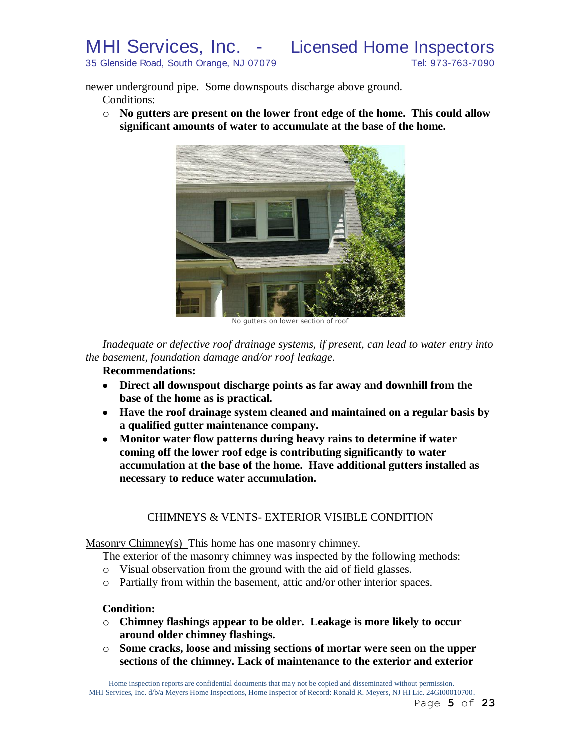newer underground pipe. Some downspouts discharge above ground.

Conditions:

- **No gutters are present on the lower front edge of the home. This could allow significant amounts of water to accumulate at the base of the home.**

No gutters on lower section of roof

*Inadequate or defective roof drainage systems, if present, can lead to water entry into the basement, foundation damage and/or roof leakage.*

**Recommendations:**

- **Direct all downspout discharge points as far away and downhill from the base of the home as is practical.**
- **Have the roof drainage system cleaned and maintained on a regular basis by a qualified gutter maintenance company.**
- **Monitor water flow patterns during heavy rains to determine if water coming off the lower roof edge is contributing significantly to water accumulation at the base of the home. Have additional gutters installed as necessary to reduce water accumulation.**

## CHIMNEYS & VENTS- EXTERIOR VISIBLE CONDITION

Masonry Chimney(s) This home has one masonry chimney.

The exterior of the masonry chimney was inspected by the following methods:

- Visual observation from the ground with the aid of field glasses.
- Partially from within the basement, attic and/or other interior spaces.

**Condition:**

- **Chimney flashings appear to be older. Leakage is more likely to occur around older chimney flashings.**
- **Some cracks, loose and missing sections of mortar were seen on the upper sections of the chimney. Lack of maintenance to the exterior and exterior**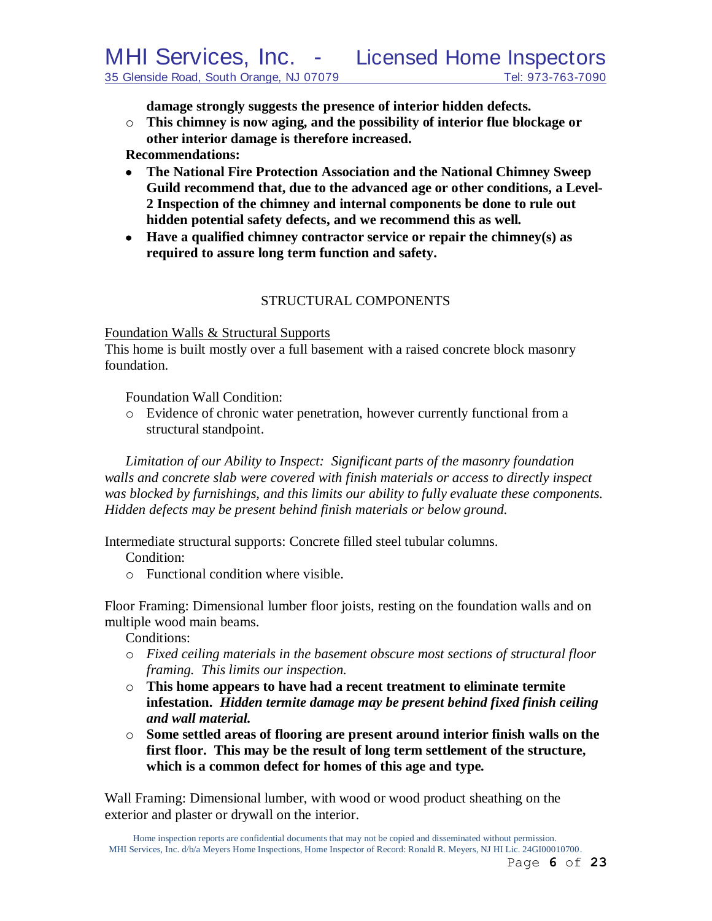**damage strongly suggests the presence of interior hidden defects.**

- **This chimney is now aging, and the possibility of interior flue blockage or other interior damage is therefore increased.**

**Recommendations:**

- **The National Fire Protection Association and the National Chimney Sweep Guild recommend that, due to the advanced age or other conditions, a Level-2 Inspection of the chimney and internal components be done to rule out hidden potential safety defects, and we recommend this as well.**
- **Have a qualified chimney contractor service or repair the chimney(s) as required to assure long term function and safety.**

## STRUCTURAL COMPONENTS

Foundation Walls & Structural Supports

This home is built mostly over a full basement with a raised concrete block masonry foundation.

Foundation Wall Condition:

- Evidence of chronic water penetration, however currently functional from a structural standpoint.

*Limitation of our Ability to Inspect: Significant parts of the masonry foundation walls and concrete slab were covered with finish materials or access to directly inspect was blocked by furnishings, and this limits our ability to fully evaluate these components. Hidden defects may be present behind finish materials or below ground.*

Intermediate structural supports: Concrete filled steel tubular columns.

Condition:

- Functional condition where visible.

Floor Framing: Dimensional lumber floor joists, resting on the foundation walls and on multiple wood main beams.

Conditions:

- *Fixed ceiling materials in the basement obscure most sections of structural floor framing. This limits our inspection.*
- **This home appears to have had a recent treatment to eliminate termite infestation.** ***Hidden termite damage may be present behind fixed finish ceiling and wall material.***
- **Some settled areas of flooring are present around interior finish walls on the first floor. This may be the result of long term settlement of the structure, which is a common defect for homes of this age and type.**

Wall Framing: Dimensional lumber, with wood or wood product sheathing on the exterior and plaster or drywall on the interior.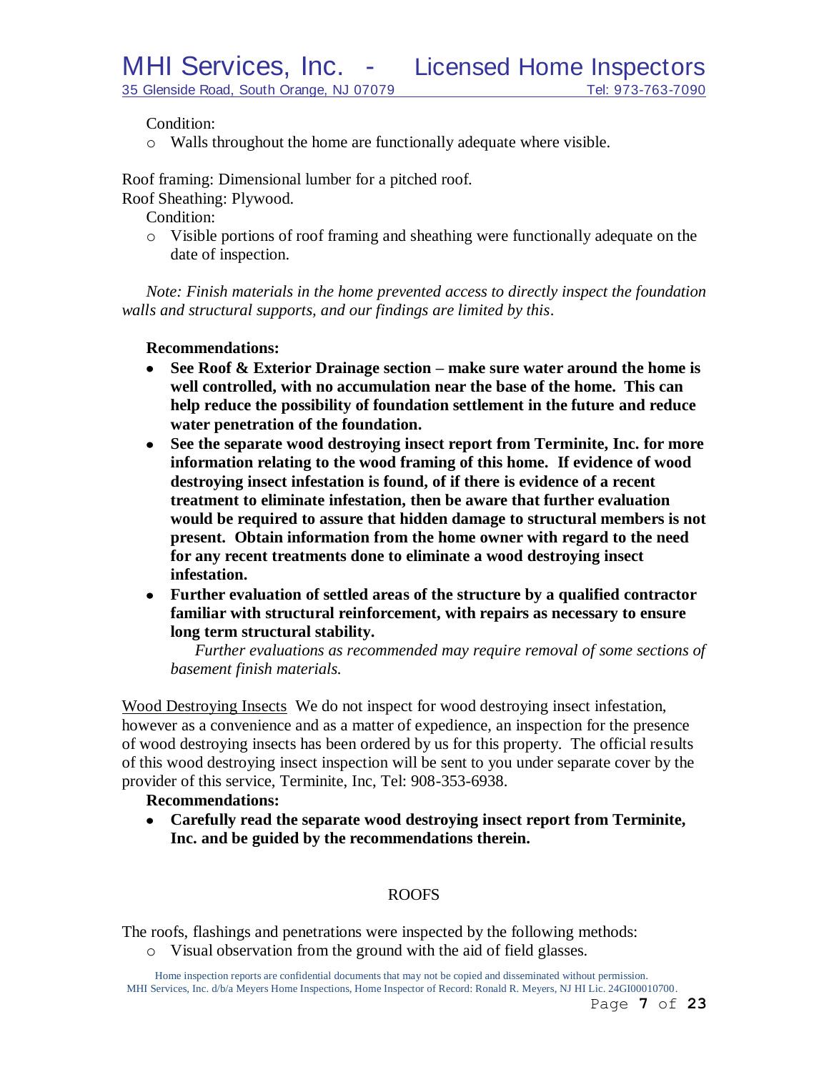Condition:

- Walls throughout the home are functionally adequate where visible.

Roof framing: Dimensional lumber for a pitched roof.
Roof Sheathing: Plywood.

Condition:

- Visible portions of roof framing and sheathing were functionally adequate on the date of inspection.

*Note: Finish materials in the home prevented access to directly inspect the foundation walls and structural supports, and our findings are limited by this*.

**Recommendations:**

- **See Roof & Exterior Drainage section – make sure water around the home is well controlled, with no accumulation near the base of the home. This can help reduce the possibility of foundation settlement in the future and reduce water penetration of the foundation.**
- **See the separate wood destroying insect report from Terminite, Inc. for more information relating to the wood framing of this home. If evidence of wood destroying insect infestation is found, of if there is evidence of a recent treatment to eliminate infestation, then be aware that further evaluation would be required to assure that hidden damage to structural members is not present. Obtain information from the home owner with regard to the need for any recent treatments done to eliminate a wood destroying insect infestation.**
- **Further evaluation of settled areas of the structure by a qualified contractor familiar with structural reinforcement, with repairs as necessary to ensure long term structural stability.**

  *Further evaluations as recommended may require removal of some sections of basement finish materials.*

Wood Destroying Insects We do not inspect for wood destroying insect infestation, however as a convenience and as a matter of expedience, an inspection for the presence of wood destroying insects has been ordered by us for this property. The official results of this wood destroying insect inspection will be sent to you under separate cover by the provider of this service, Terminite, Inc, Tel: 908-353-6938.

**Recommendations:**

- **Carefully read the separate wood destroying insect report from Terminite, Inc. and be guided by the recommendations therein.**

## ROOFS

The roofs, flashings and penetrations were inspected by the following methods:

- Visual observation from the ground with the aid of field glasses.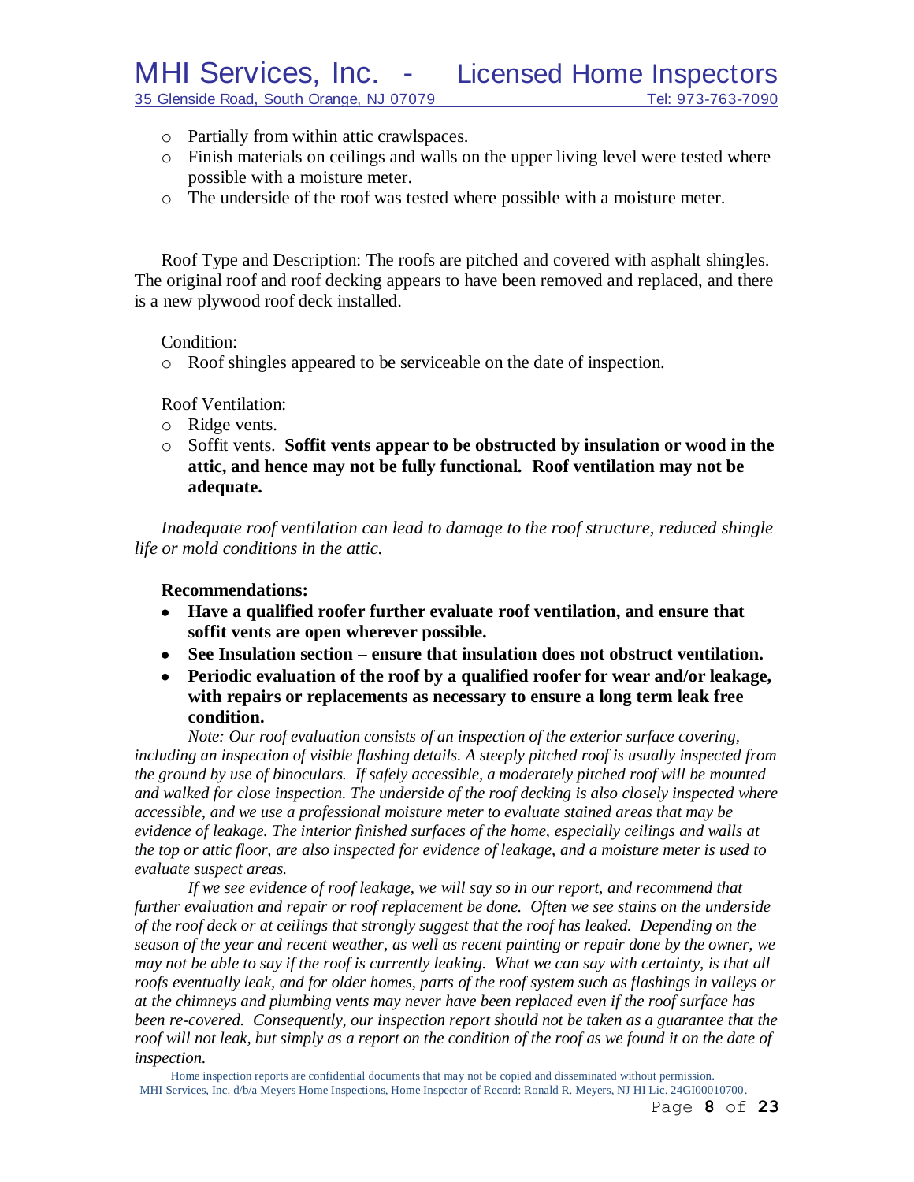- Partially from within attic crawlspaces.
- Finish materials on ceilings and walls on the upper living level were tested where possible with a moisture meter.
- The underside of the roof was tested where possible with a moisture meter.

Roof Type and Description: The roofs are pitched and covered with asphalt shingles. The original roof and roof decking appears to have been removed and replaced, and there is a new plywood roof deck installed.

Condition:

- Roof shingles appeared to be serviceable on the date of inspection.

Roof Ventilation:

- Ridge vents.
- Soffit vents. **Soffit vents appear to be obstructed by insulation or wood in the attic, and hence may not be fully functional. Roof ventilation may not be adequate.**

*Inadequate roof ventilation can lead to damage to the roof structure, reduced shingle life or mold conditions in the attic.*

**Recommendations:**

- **Have a qualified roofer further evaluate roof ventilation, and ensure that soffit vents are open wherever possible.**
- **See Insulation section – ensure that insulation does not obstruct ventilation.**
- **Periodic evaluation of the roof by a qualified roofer for wear and/or leakage, with repairs or replacements as necessary to ensure a long term leak free condition.**

*Note: Our roof evaluation consists of an inspection of the exterior surface covering, including an inspection of visible flashing details. A steeply pitched roof is usually inspected from the ground by use of binoculars. If safely accessible, a moderately pitched roof will be mounted and walked for close inspection. The underside of the roof decking is also closely inspected where accessible, and we use a professional moisture meter to evaluate stained areas that may be evidence of leakage. The interior finished surfaces of the home, especially ceilings and walls at the top or attic floor, are also inspected for evidence of leakage, and a moisture meter is used to evaluate suspect areas.*

*If we see evidence of roof leakage, we will say so in our report, and recommend that further evaluation and repair or roof replacement be done. Often we see stains on the underside of the roof deck or at ceilings that strongly suggest that the roof has leaked. Depending on the season of the year and recent weather, as well as recent painting or repair done by the owner, we may not be able to say if the roof is currently leaking. What we can say with certainty, is that all roofs eventually leak, and for older homes, parts of the roof system such as flashings in valleys or at the chimneys and plumbing vents may never have been replaced even if the roof surface has been re-covered. Consequently, our inspection report should not be taken as a guarantee that the roof will not leak, but simply as a report on the condition of the roof as we found it on the date of inspection.*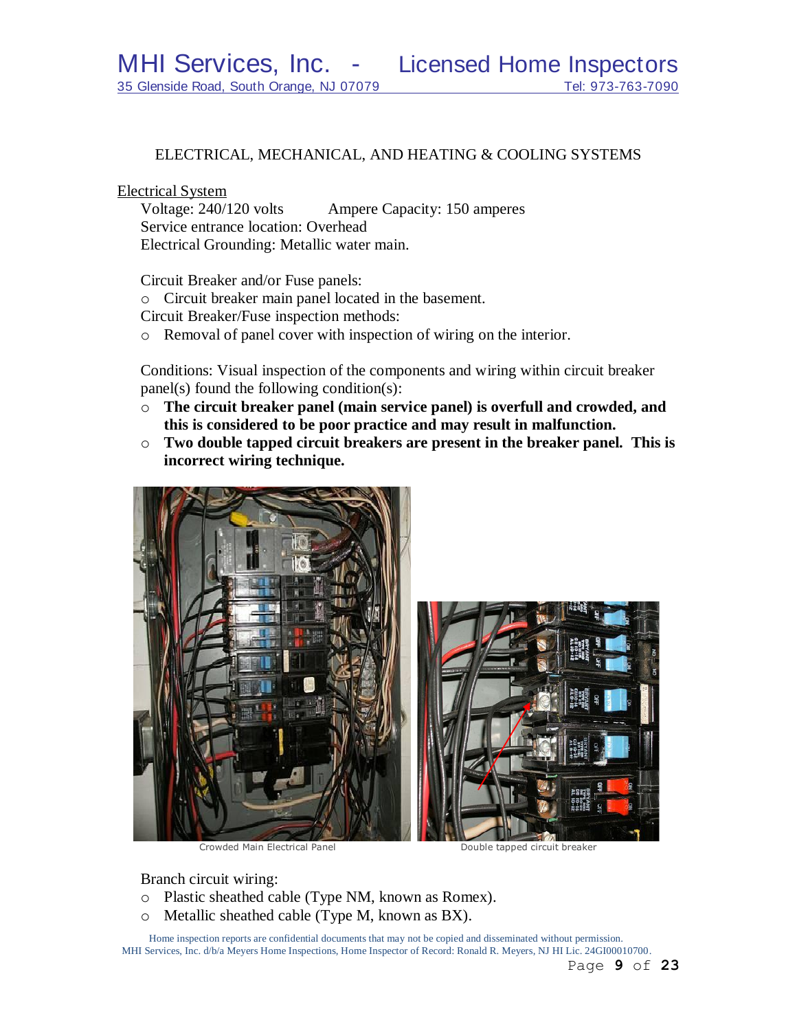## ELECTRICAL, MECHANICAL, AND HEATING & COOLING SYSTEMS

Electrical System

Voltage: 240/120 volts  Ampere Capacity: 150 amperes
Service entrance location: Overhead
Electrical Grounding: Metallic water main.

Circuit Breaker and/or Fuse panels:

- Circuit breaker main panel located in the basement.

Circuit Breaker/Fuse inspection methods:

- Removal of panel cover with inspection of wiring on the interior.

Conditions: Visual inspection of the components and wiring within circuit breaker panel(s) found the following condition(s):

- **The circuit breaker panel (main service panel) is overfull and crowded, and this is considered to be poor practice and may result in malfunction.**
- **Two double tapped circuit breakers are present in the breaker panel. This is incorrect wiring technique.**

Crowded Main Electrical Panel

Double tapped circuit breaker

Branch circuit wiring:

- Plastic sheathed cable (Type NM, known as Romex).
- Metallic sheathed cable (Type M, known as BX).

Home inspection reports are confidential documents that may not be copied and disseminated without permission.
MHI Services, Inc. d/b/a Meyers Home Inspections, Home Inspector of Record: Ronald R. Meyers, NJ HI Lic. 24GI00010700.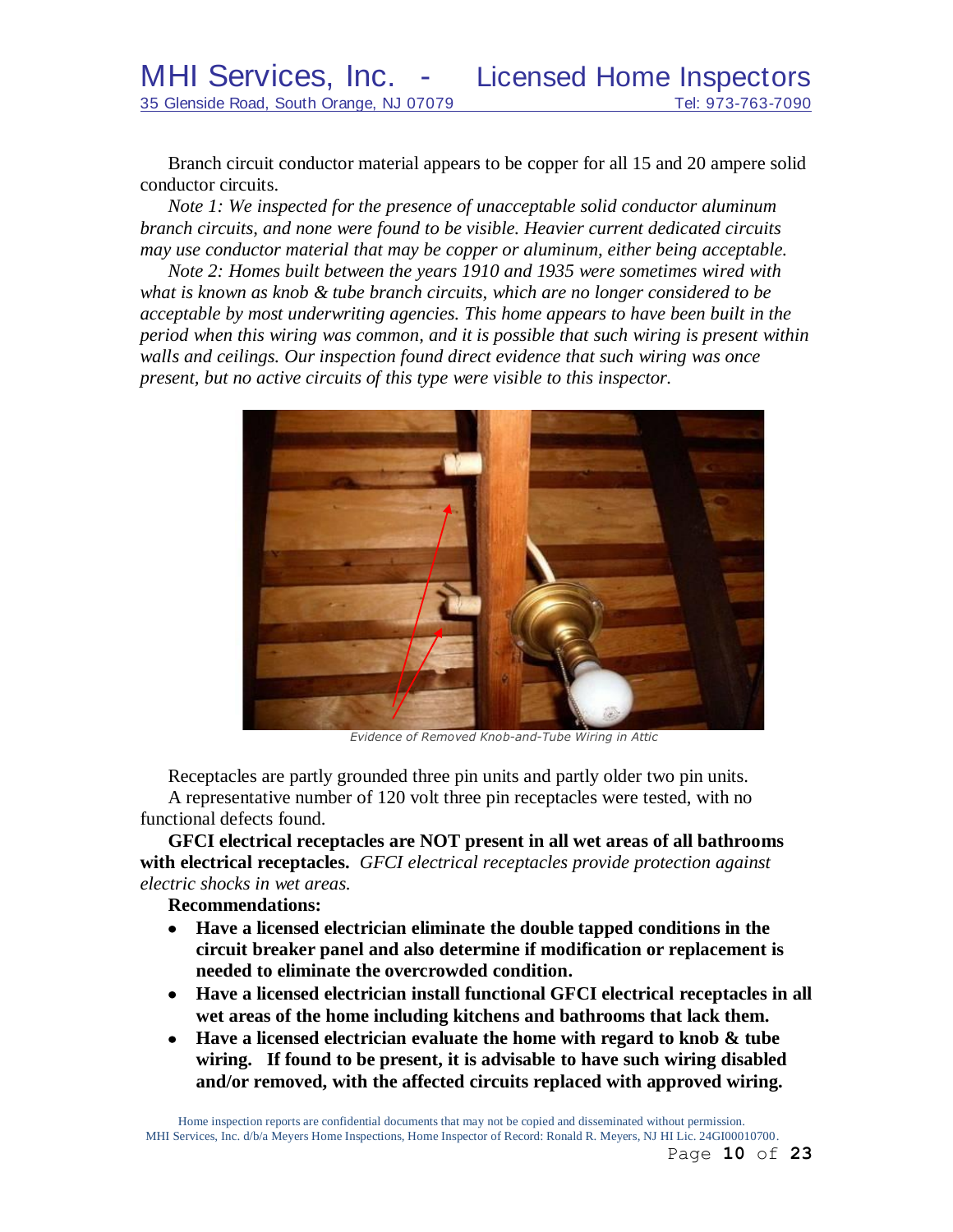Branch circuit conductor material appears to be copper for all 15 and 20 ampere solid conductor circuits.

*Note 1: We inspected for the presence of unacceptable solid conductor aluminum branch circuits, and none were found to be visible. Heavier current dedicated circuits may use conductor material that may be copper or aluminum, either being acceptable.*

*Note 2: Homes built between the years 1910 and 1935 were sometimes wired with what is known as knob & tube branch circuits, which are no longer considered to be acceptable by most underwriting agencies. This home appears to have been built in the period when this wiring was common, and it is possible that such wiring is present within walls and ceilings. Our inspection found direct evidence that such wiring was once present, but no active circuits of this type were visible to this inspector.*

*Evidence of Removed Knob-and-Tube Wiring in Attic*

Receptacles are partly grounded three pin units and partly older two pin units.

A representative number of 120 volt three pin receptacles were tested, with no functional defects found.

**GFCI electrical receptacles are NOT present in all wet areas of all bathrooms with electrical receptacles.** *GFCI electrical receptacles provide protection against electric shocks in wet areas.*

**Recommendations:**

- **Have a licensed electrician eliminate the double tapped conditions in the circuit breaker panel and also determine if modification or replacement is needed to eliminate the overcrowded condition.**
- **Have a licensed electrician install functional GFCI electrical receptacles in all wet areas of the home including kitchens and bathrooms that lack them.**
- **Have a licensed electrician evaluate the home with regard to knob & tube wiring. If found to be present, it is advisable to have such wiring disabled and/or removed, with the affected circuits replaced with approved wiring.**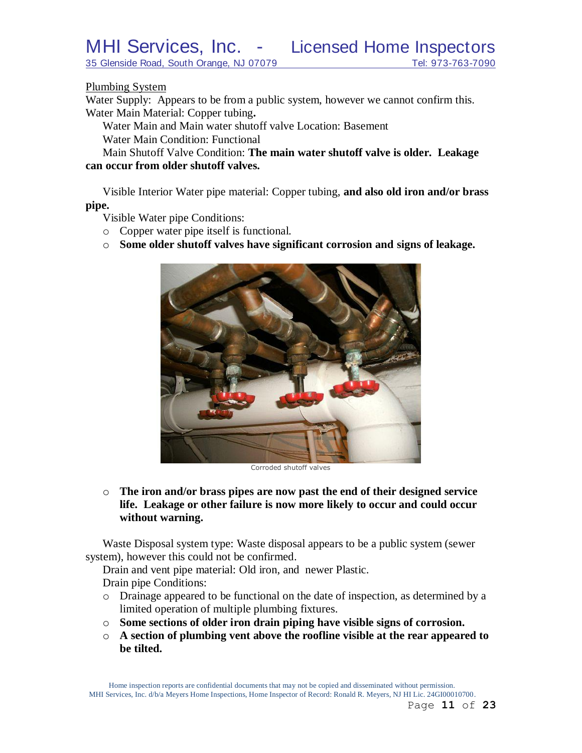Plumbing System

Water Supply: Appears to be from a public system, however we cannot confirm this.

Water Main Material: Copper tubing**.**

Water Main and Main water shutoff valve Location: Basement

Water Main Condition: Functional

Main Shutoff Valve Condition: **The main water shutoff valve is older. Leakage can occur from older shutoff valves.**

Visible Interior Water pipe material: Copper tubing, **and also old iron and/or brass pipe.**

Visible Water pipe Conditions:

- Copper water pipe itself is functional.
- **Some older shutoff valves have significant corrosion and signs of leakage.**

Corroded shutoff valves

- **The iron and/or brass pipes are now past the end of their designed service life. Leakage or other failure is now more likely to occur and could occur without warning.**

Waste Disposal system type: Waste disposal appears to be a public system (sewer system), however this could not be confirmed.

Drain and vent pipe material: Old iron, and newer Plastic.

Drain pipe Conditions:

- Drainage appeared to be functional on the date of inspection, as determined by a limited operation of multiple plumbing fixtures.
- **Some sections of older iron drain piping have visible signs of corrosion.**
- **A section of plumbing vent above the roofline visible at the rear appeared to be tilted.**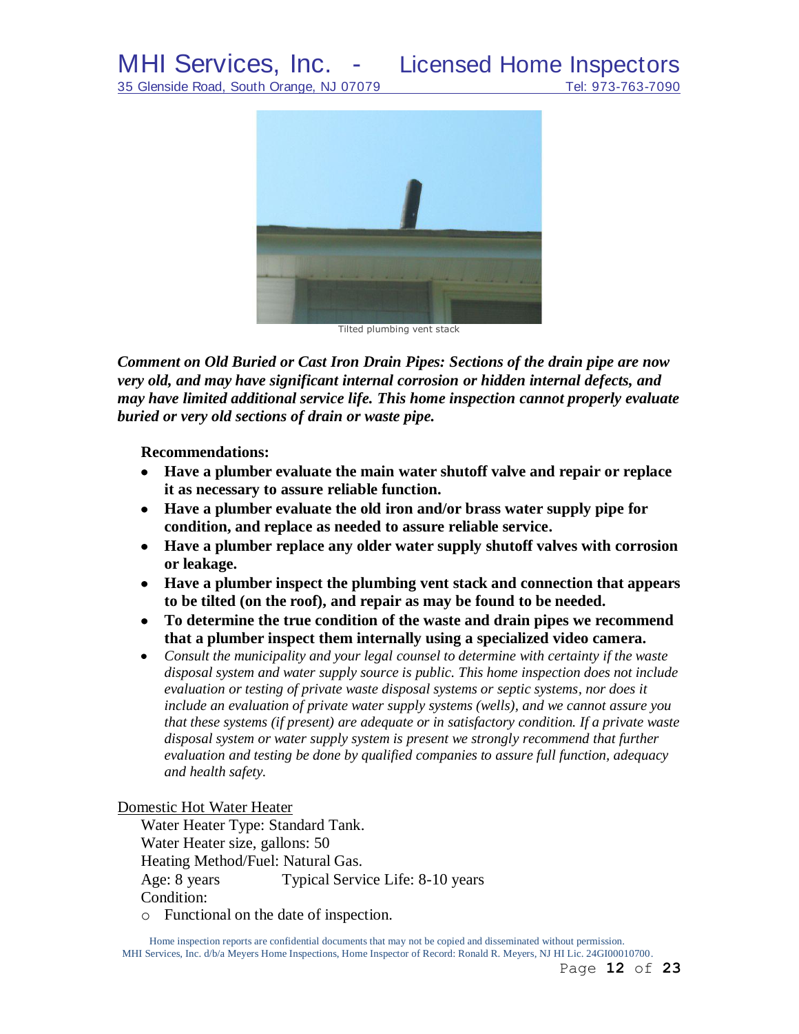Tilted plumbing vent stack

***Comment on Old Buried or Cast Iron Drain Pipes: Sections of the drain pipe are now very old, and may have significant internal corrosion or hidden internal defects, and may have limited additional service life. This home inspection cannot properly evaluate buried or very old sections of drain or waste pipe.***

**Recommendations:**

- **Have a plumber evaluate the main water shutoff valve and repair or replace it as necessary to assure reliable function.**
- **Have a plumber evaluate the old iron and/or brass water supply pipe for condition, and replace as needed to assure reliable service.**
- **Have a plumber replace any older water supply shutoff valves with corrosion or leakage.**
- **Have a plumber inspect the plumbing vent stack and connection that appears to be tilted (on the roof), and repair as may be found to be needed.**
- **To determine the true condition of the waste and drain pipes we recommend that a plumber inspect them internally using a specialized video camera.**
- *Consult the municipality and your legal counsel to determine with certainty if the waste disposal system and water supply source is public. This home inspection does not include evaluation or testing of private waste disposal systems or septic systems, nor does it include an evaluation of private water supply systems (wells), and we cannot assure you that these systems (if present) are adequate or in satisfactory condition. If a private waste disposal system or water supply system is present we strongly recommend that further evaluation and testing be done by qualified companies to assure full function, adequacy and health safety.*

Domestic Hot Water Heater

Water Heater Type: Standard Tank.
Water Heater size, gallons: 50
Heating Method/Fuel: Natural Gas.
Age: 8 years          Typical Service Life: 8-10 years
Condition:

- Functional on the date of inspection.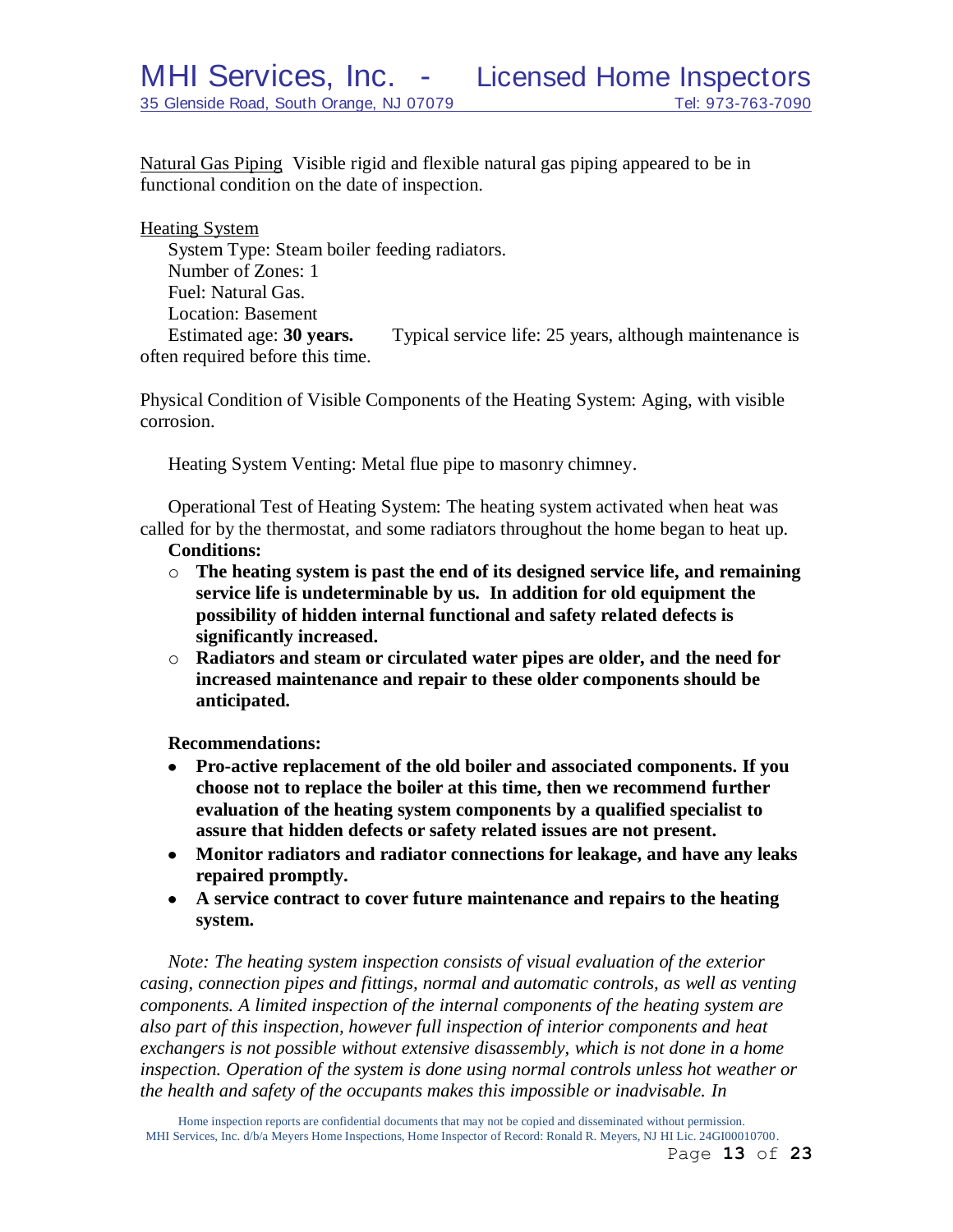Natural Gas Piping  Visible rigid and flexible natural gas piping appeared to be in functional condition on the date of inspection.

Heating System

System Type: Steam boiler feeding radiators.
Number of Zones: 1
Fuel: Natural Gas.
Location: Basement
Estimated age: **30 years.**  Typical service life: 25 years, although maintenance is often required before this time.

Physical Condition of Visible Components of the Heating System: Aging, with visible corrosion.

Heating System Venting: Metal flue pipe to masonry chimney.

Operational Test of Heating System: The heating system activated when heat was called for by the thermostat, and some radiators throughout the home began to heat up.

**Conditions:**

- **The heating system is past the end of its designed service life, and remaining service life is undeterminable by us.  In addition for old equipment the possibility of hidden internal functional and safety related defects is significantly increased.**
- **Radiators and steam or circulated water pipes are older, and the need for increased maintenance and repair to these older components should be anticipated.**

**Recommendations:**

- **Pro-active replacement of the old boiler and associated components. If you choose not to replace the boiler at this time, then we recommend further evaluation of the heating system components by a qualified specialist to assure that hidden defects or safety related issues are not present.**
- **Monitor radiators and radiator connections for leakage, and have any leaks repaired promptly.**
- **A service contract to cover future maintenance and repairs to the heating system.**

*Note: The heating system inspection consists of visual evaluation of the exterior casing, connection pipes and fittings, normal and automatic controls, as well as venting components. A limited inspection of the internal components of the heating system are also part of this inspection, however full inspection of interior components and heat exchangers is not possible without extensive disassembly, which is not done in a home inspection. Operation of the system is done using normal controls unless hot weather or the health and safety of the occupants makes this impossible or inadvisable. In*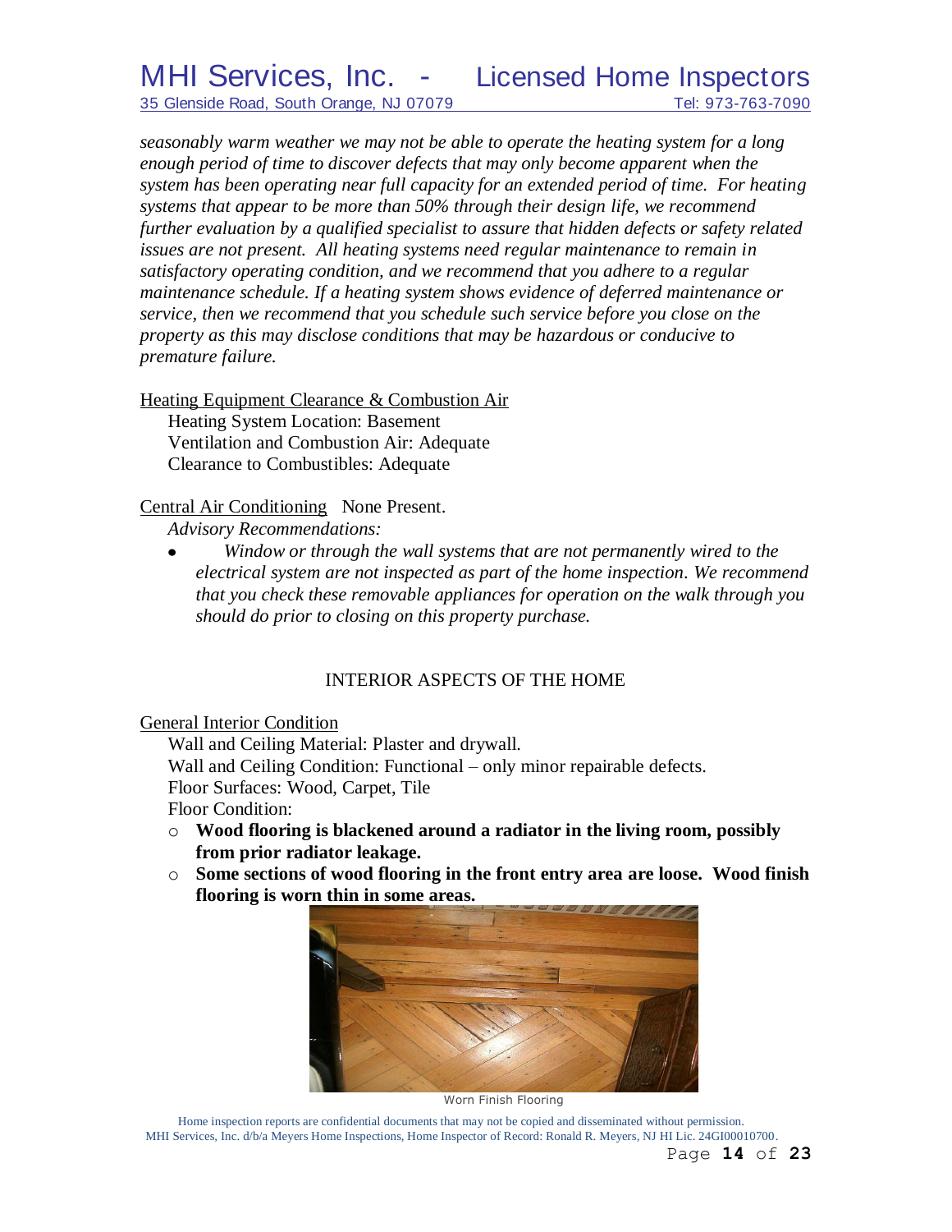*seasonably warm weather we may not be able to operate the heating system for a long enough period of time to discover defects that may only become apparent when the system has been operating near full capacity for an extended period of time. For heating systems that appear to be more than 50% through their design life, we recommend further evaluation by a qualified specialist to assure that hidden defects or safety related issues are not present. All heating systems need regular maintenance to remain in satisfactory operating condition, and we recommend that you adhere to a regular maintenance schedule. If a heating system shows evidence of deferred maintenance or service, then we recommend that you schedule such service before you close on the property as this may disclose conditions that may be hazardous or conducive to premature failure.*

Heating Equipment Clearance & Combustion Air

Heating System Location: Basement
Ventilation and Combustion Air: Adequate
Clearance to Combustibles: Adequate

Central Air Conditioning None Present.

*Advisory Recommendations:*

- *Window or through the wall systems that are not permanently wired to the electrical system are not inspected as part of the home inspection. We recommend that you check these removable appliances for operation on the walk through you should do prior to closing on this property purchase.*

## INTERIOR ASPECTS OF THE HOME

General Interior Condition

Wall and Ceiling Material: Plaster and drywall.
Wall and Ceiling Condition: Functional – only minor repairable defects.
Floor Surfaces: Wood, Carpet, Tile
Floor Condition:

- **Wood flooring is blackened around a radiator in the living room, possibly from prior radiator leakage.**
- **Some sections of wood flooring in the front entry area are loose. Wood finish flooring is worn thin in some areas.**

Worn Finish Flooring

Home inspection reports are confidential documents that may not be copied and disseminated without permission.
MHI Services, Inc. d/b/a Meyers Home Inspections, Home Inspector of Record: Ronald R. Meyers, NJ HI Lic. 24GI00010700.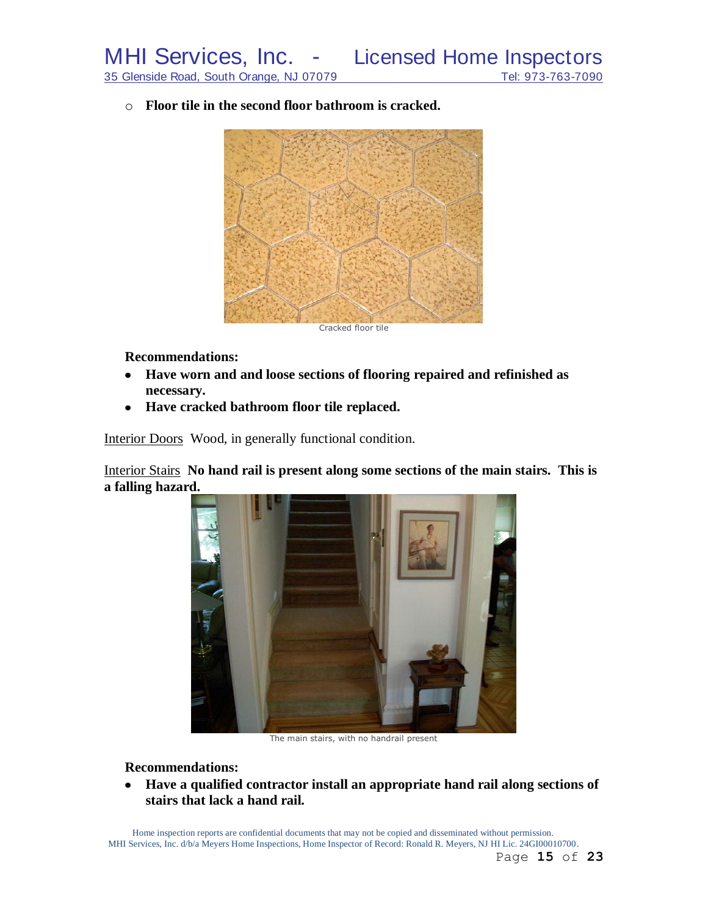- **Floor tile in the second floor bathroom is cracked.**

Cracked floor tile

**Recommendations:**

- **Have worn and and loose sections of flooring repaired and refinished as necessary.**
- **Have cracked bathroom floor tile replaced.**

Interior Doors  Wood, in generally functional condition.

Interior Stairs  **No hand rail is present along some sections of the main stairs. This is a falling hazard.**

The main stairs, with no handrail present

**Recommendations:**

- **Have a qualified contractor install an appropriate hand rail along sections of stairs that lack a hand rail.**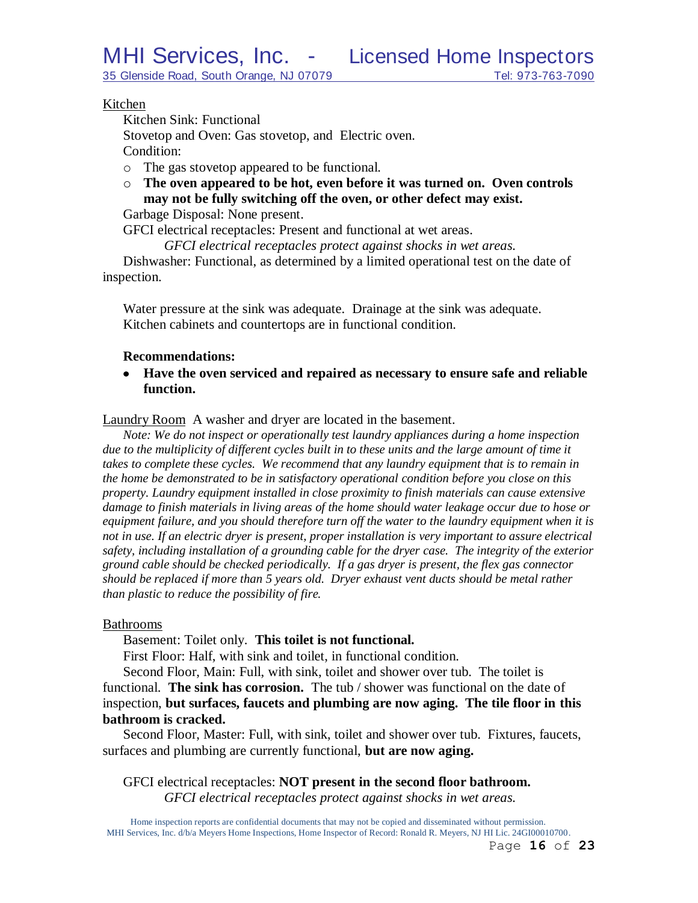## Kitchen

Kitchen Sink: Functional

Stovetop and Oven: Gas stovetop, and Electric oven.

Condition:

- The gas stovetop appeared to be functional.
- **The oven appeared to be hot, even before it was turned on. Oven controls may not be fully switching off the oven, or other defect may exist.**

Garbage Disposal: None present.

GFCI electrical receptacles: Present and functional at wet areas.

*GFCI electrical receptacles protect against shocks in wet areas.*

Dishwasher: Functional, as determined by a limited operational test on the date of inspection.

Water pressure at the sink was adequate. Drainage at the sink was adequate. Kitchen cabinets and countertops are in functional condition.

**Recommendations:**

- **Have the oven serviced and repaired as necessary to ensure safe and reliable function.**

## Laundry Room

A washer and dryer are located in the basement.

*Note: We do not inspect or operationally test laundry appliances during a home inspection due to the multiplicity of different cycles built in to these units and the large amount of time it takes to complete these cycles. We recommend that any laundry equipment that is to remain in the home be demonstrated to be in satisfactory operational condition before you close on this property. Laundry equipment installed in close proximity to finish materials can cause extensive damage to finish materials in living areas of the home should water leakage occur due to hose or equipment failure, and you should therefore turn off the water to the laundry equipment when it is not in use. If an electric dryer is present, proper installation is very important to assure electrical safety, including installation of a grounding cable for the dryer case. The integrity of the exterior ground cable should be checked periodically. If a gas dryer is present, the flex gas connector should be replaced if more than 5 years old. Dryer exhaust vent ducts should be metal rather than plastic to reduce the possibility of fire.*

## Bathrooms

Basement: Toilet only. **This toilet is not functional.**

First Floor: Half, with sink and toilet, in functional condition.

Second Floor, Main: Full, with sink, toilet and shower over tub. The toilet is functional. **The sink has corrosion.** The tub / shower was functional on the date of inspection, **but surfaces, faucets and plumbing are now aging. The tile floor in this bathroom is cracked.**

Second Floor, Master: Full, with sink, toilet and shower over tub. Fixtures, faucets, surfaces and plumbing are currently functional, **but are now aging.**

GFCI electrical receptacles: **NOT present in the second floor bathroom.**

*GFCI electrical receptacles protect against shocks in wet areas.*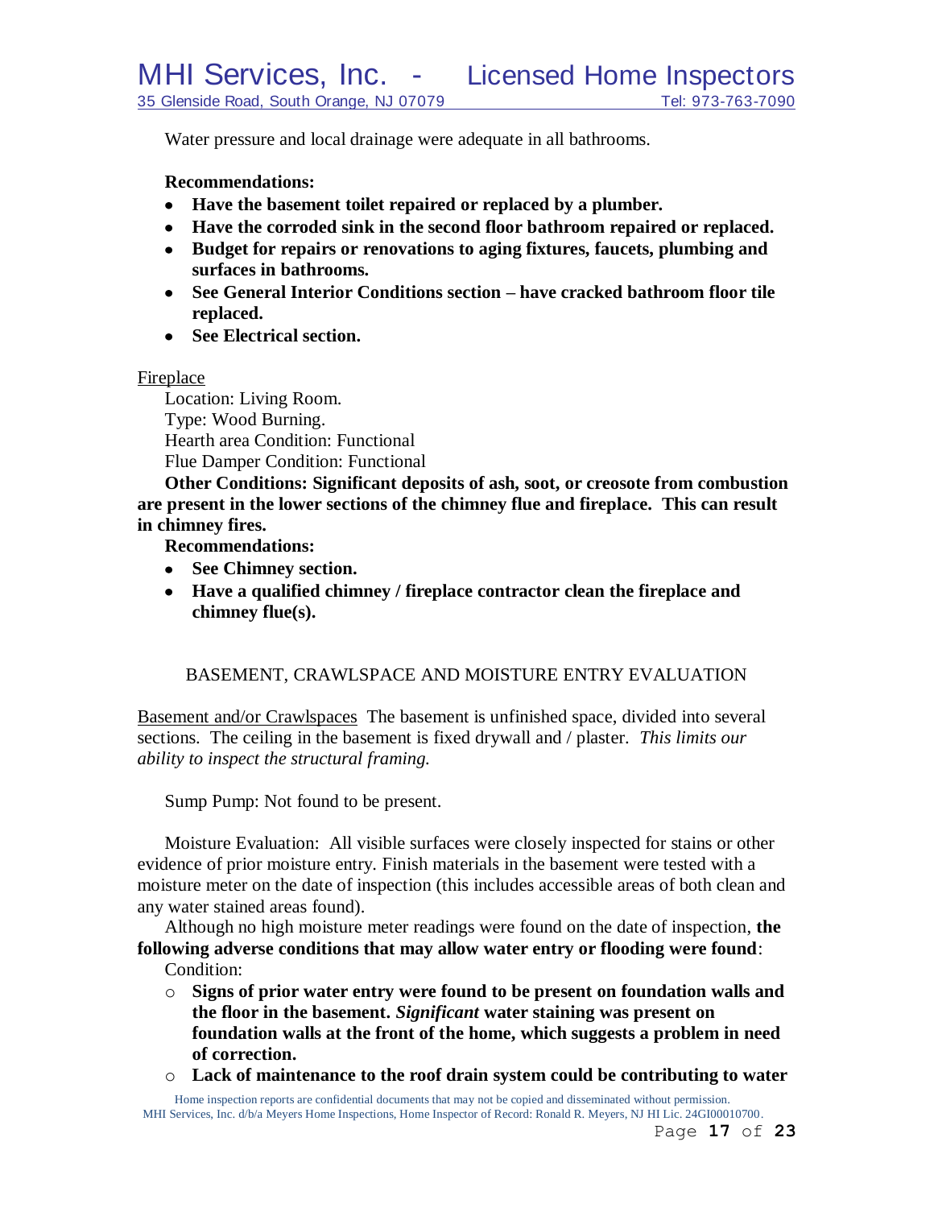Water pressure and local drainage were adequate in all bathrooms.

**Recommendations:**

- **Have the basement toilet repaired or replaced by a plumber.**
- **Have the corroded sink in the second floor bathroom repaired or replaced.**
- **Budget for repairs or renovations to aging fixtures, faucets, plumbing and surfaces in bathrooms.**
- **See General Interior Conditions section – have cracked bathroom floor tile replaced.**
- **See Electrical section.**

Fireplace

Location: Living Room.
Type: Wood Burning.
Hearth area Condition: Functional
Flue Damper Condition: Functional

**Other Conditions: Significant deposits of ash, soot, or creosote from combustion are present in the lower sections of the chimney flue and fireplace. This can result in chimney fires.**

**Recommendations:**

- **See Chimney section.**
- **Have a qualified chimney / fireplace contractor clean the fireplace and chimney flue(s).**

## BASEMENT, CRAWLSPACE AND MOISTURE ENTRY EVALUATION

Basement and/or Crawlspaces The basement is unfinished space, divided into several sections. The ceiling in the basement is fixed drywall and / plaster. *This limits our ability to inspect the structural framing.*

Sump Pump: Not found to be present.

Moisture Evaluation: All visible surfaces were closely inspected for stains or other evidence of prior moisture entry. Finish materials in the basement were tested with a moisture meter on the date of inspection (this includes accessible areas of both clean and any water stained areas found).

Although no high moisture meter readings were found on the date of inspection, **the following adverse conditions that may allow water entry or flooding were found**:

Condition:

- **Signs of prior water entry were found to be present on foundation walls and the floor in the basement. *Significant* water staining was present on foundation walls at the front of the home, which suggests a problem in need of correction.**
- **Lack of maintenance to the roof drain system could be contributing to water**

Home inspection reports are confidential documents that may not be copied and disseminated without permission.
MHI Services, Inc. d/b/a Meyers Home Inspections, Home Inspector of Record: Ronald R. Meyers, NJ HI Lic. 24GI00010700.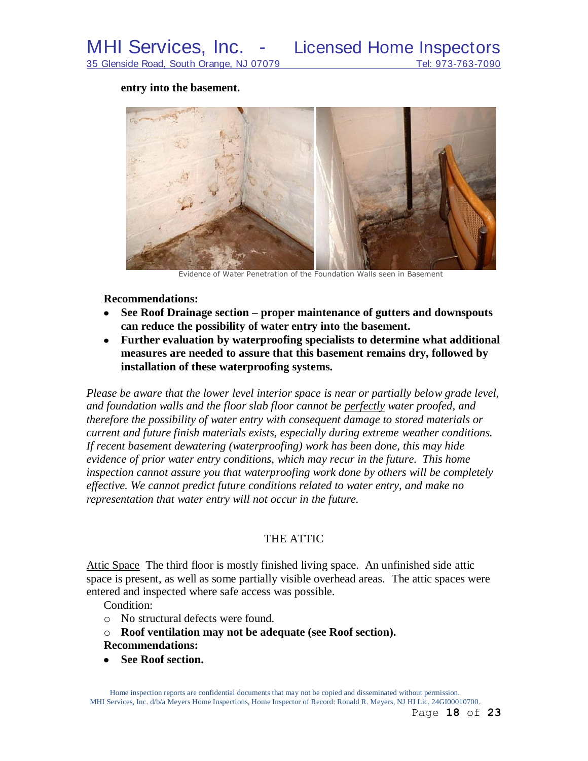**entry into the basement.**

Evidence of Water Penetration of the Foundation Walls seen in Basement

**Recommendations:**

- **See Roof Drainage section – proper maintenance of gutters and downspouts can reduce the possibility of water entry into the basement.**
- **Further evaluation by waterproofing specialists to determine what additional measures are needed to assure that this basement remains dry, followed by installation of these waterproofing systems.**

*Please be aware that the lower level interior space is near or partially below grade level, and foundation walls and the floor slab floor cannot be perfectly water proofed, and therefore the possibility of water entry with consequent damage to stored materials or current and future finish materials exists, especially during extreme weather conditions. If recent basement dewatering (waterproofing) work has been done, this may hide evidence of prior water entry conditions, which may recur in the future. This home inspection cannot assure you that waterproofing work done by others will be completely effective. We cannot predict future conditions related to water entry, and make no representation that water entry will not occur in the future.*

## THE ATTIC

Attic Space The third floor is mostly finished living space. An unfinished side attic space is present, as well as some partially visible overhead areas. The attic spaces were entered and inspected where safe access was possible.

Condition:

- No structural defects were found.
- **Roof ventilation may not be adequate (see Roof section).**

**Recommendations:**

- **See Roof section.**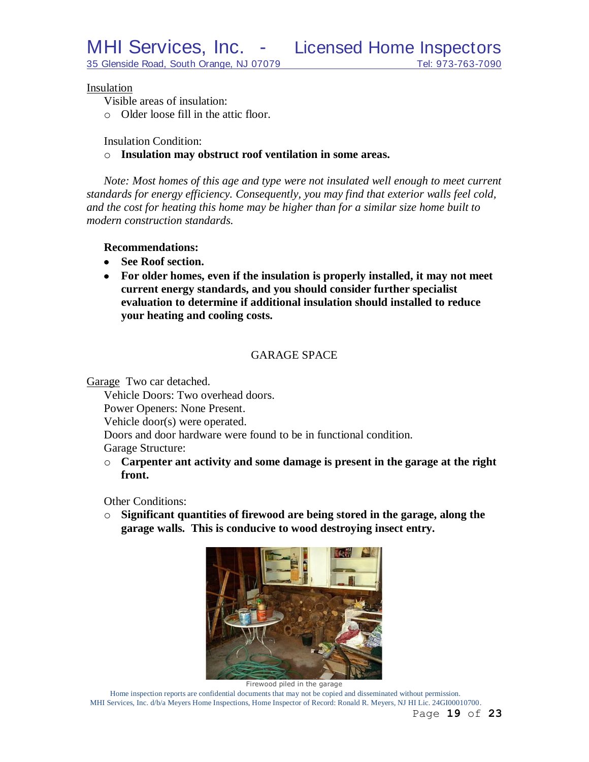Insulation

Visible areas of insulation:

- Older loose fill in the attic floor.

Insulation Condition:

- **Insulation may obstruct roof ventilation in some areas.**

*Note: Most homes of this age and type were not insulated well enough to meet current standards for energy efficiency. Consequently, you may find that exterior walls feel cold, and the cost for heating this home may be higher than for a similar size home built to modern construction standards.*

**Recommendations:**

- **See Roof section.**
- **For older homes, even if the insulation is properly installed, it may not meet current energy standards, and you should consider further specialist evaluation to determine if additional insulation should installed to reduce your heating and cooling costs.**

## GARAGE SPACE

Garage Two car detached.

Vehicle Doors: Two overhead doors.

Power Openers: None Present.

Vehicle door(s) were operated.

Doors and door hardware were found to be in functional condition.

Garage Structure:

- **Carpenter ant activity and some damage is present in the garage at the right front.**

Other Conditions:

- **Significant quantities of firewood are being stored in the garage, along the garage walls. This is conducive to wood destroying insect entry.**

Firewood piled in the garage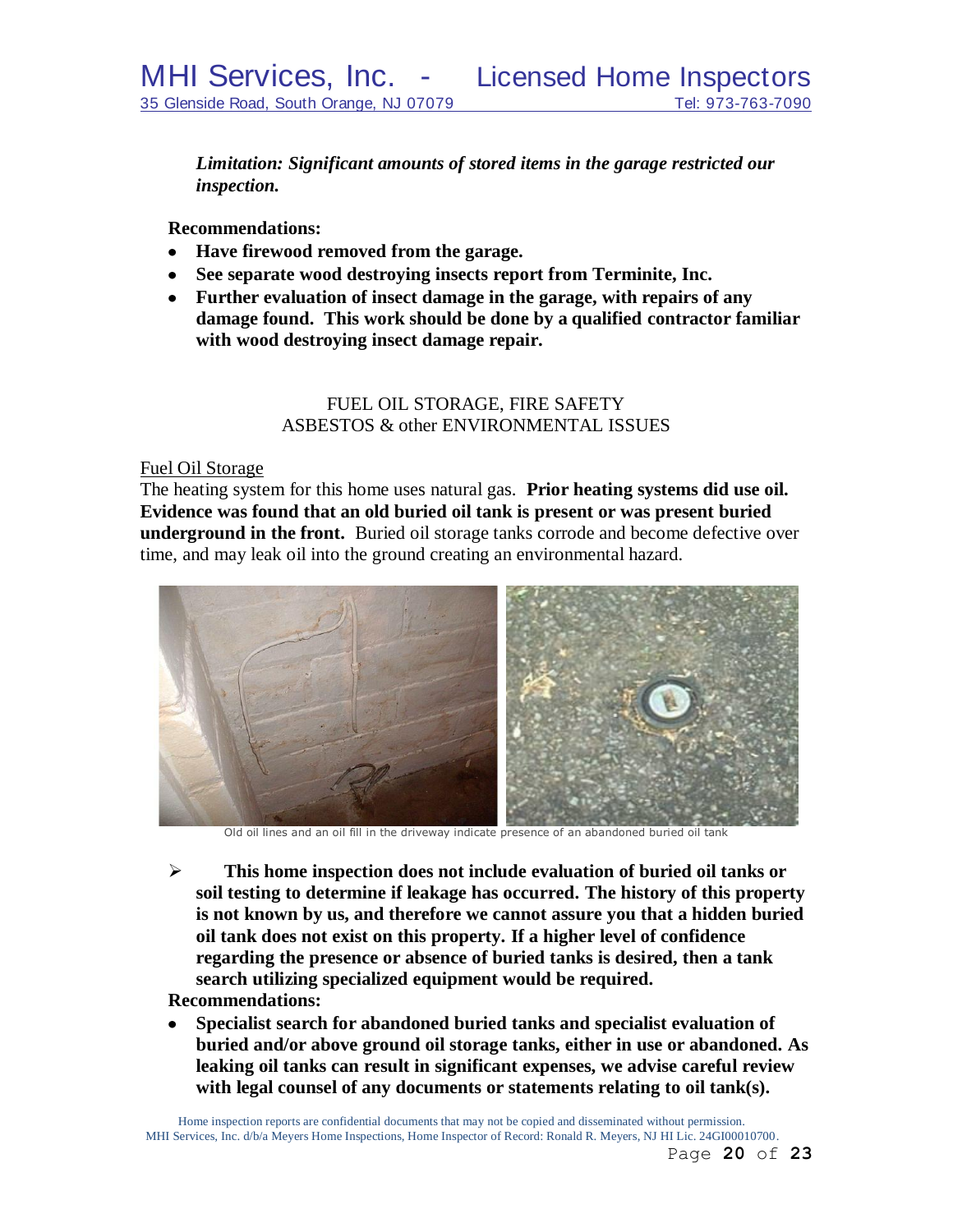***Limitation: Significant amounts of stored items in the garage restricted our inspection.***

**Recommendations:**

- **Have firewood removed from the garage.**
- **See separate wood destroying insects report from Terminite, Inc.**
- **Further evaluation of insect damage in the garage, with repairs of any damage found. This work should be done by a qualified contractor familiar with wood destroying insect damage repair.**

## FUEL OIL STORAGE, FIRE SAFETY ASBESTOS & other ENVIRONMENTAL ISSUES

Fuel Oil Storage

The heating system for this home uses natural gas. **Prior heating systems did use oil. Evidence was found that an old buried oil tank is present or was present buried underground in the front.** Buried oil storage tanks corrode and become defective over time, and may leak oil into the ground creating an environmental hazard.

Old oil lines and an oil fill in the driveway indicate presence of an abandoned buried oil tank

- **This home inspection does not include evaluation of buried oil tanks or soil testing to determine if leakage has occurred. The history of this property is not known by us, and therefore we cannot assure you that a hidden buried oil tank does not exist on this property. If a higher level of confidence regarding the presence or absence of buried tanks is desired, then a tank search utilizing specialized equipment would be required.**

**Recommendations:**

- **Specialist search for abandoned buried tanks and specialist evaluation of buried and/or above ground oil storage tanks, either in use or abandoned. As leaking oil tanks can result in significant expenses, we advise careful review with legal counsel of any documents or statements relating to oil tank(s).**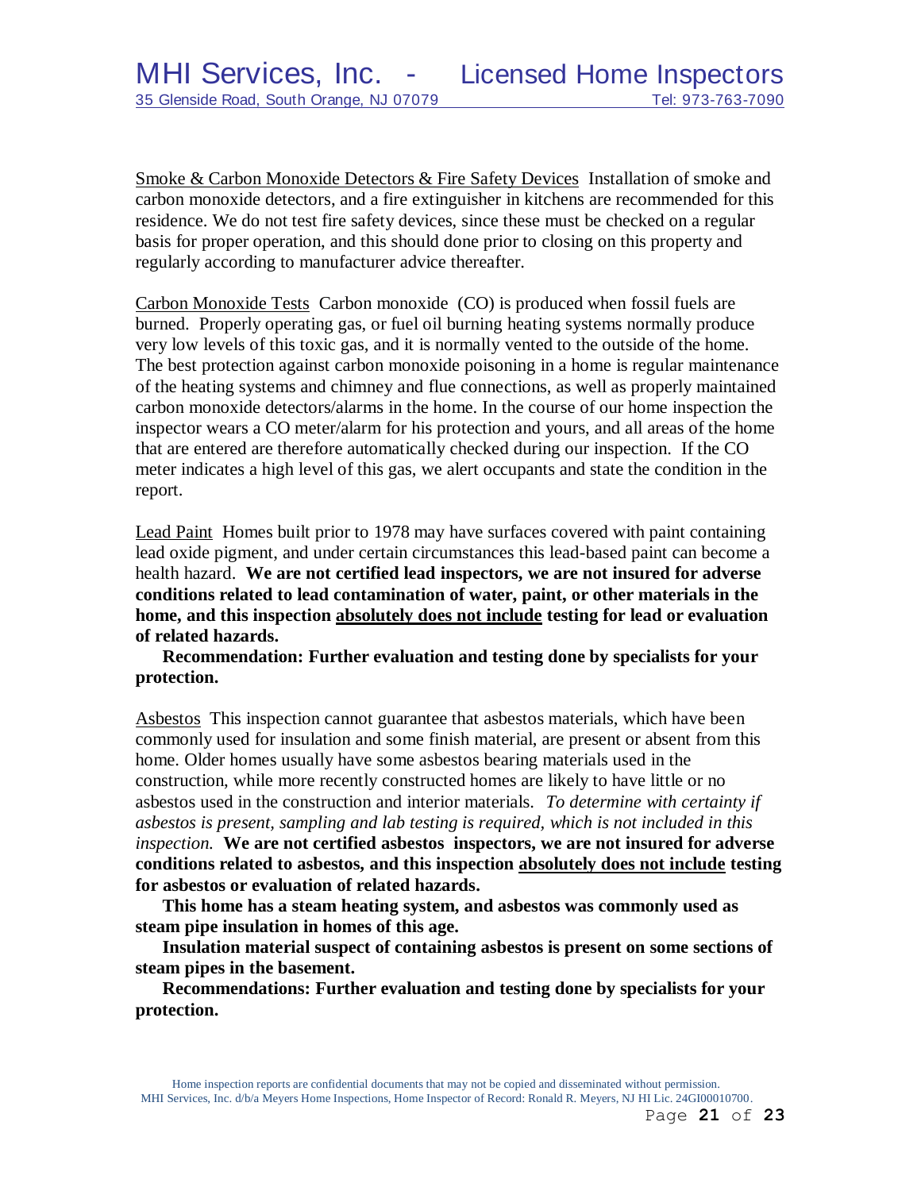<u>Smock & Carbon Monoxide Detectors & Fire Safety Devices</u>

<u>Smoke & Carbon Monoxide Detectors & Fire Safety Devices</u> Installation of smoke and carbon monoxide detectors, and a fire extinguisher in kitchens are recommended for this residence. We do not test fire safety devices, since these must be checked on a regular basis for proper operation, and this should done prior to closing on this property and regularly according to manufacturer advice thereafter.

<u>Carbon Monoxide Tests</u> Carbon monoxide (CO) is produced when fossil fuels are burned. Properly operating gas, or fuel oil burning heating systems normally produce very low levels of this toxic gas, and it is normally vented to the outside of the home. The best protection against carbon monoxide poisoning in a home is regular maintenance of the heating systems and chimney and flue connections, as well as properly maintained carbon monoxide detectors/alarms in the home. In the course of our home inspection the inspector wears a CO meter/alarm for his protection and yours, and all areas of the home that are entered are therefore automatically checked during our inspection. If the CO meter indicates a high level of this gas, we alert occupants and state the condition in the report.

<u>Lead Paint</u> Homes built prior to 1978 may have surfaces covered with paint containing lead oxide pigment, and under certain circumstances this lead-based paint can become a health hazard. **We are not certified lead inspectors, we are not insured for adverse conditions related to lead contamination of water, paint, or other materials in the home, and this inspection <u>absolutely does not include</u> testing for lead or evaluation of related hazards.**

**Recommendation: Further evaluation and testing done by specialists for your protection.**

<u>Asbestos</u> This inspection cannot guarantee that asbestos materials, which have been commonly used for insulation and some finish material, are present or absent from this home. Older homes usually have some asbestos bearing materials used in the construction, while more recently constructed homes are likely to have little or no asbestos used in the construction and interior materials. *To determine with certainty if asbestos is present, sampling and lab testing is required, which is not included in this inspection.* **We are not certified asbestos inspectors, we are not insured for adverse conditions related to asbestos, and this inspection <u>absolutely does not include</u> testing for asbestos or evaluation of related hazards.**

**This home has a steam heating system, and asbestos was commonly used as steam pipe insulation in homes of this age.**

**Insulation material suspect of containing asbestos is present on some sections of steam pipes in the basement.**

**Recommendations: Further evaluation and testing done by specialists for your protection.**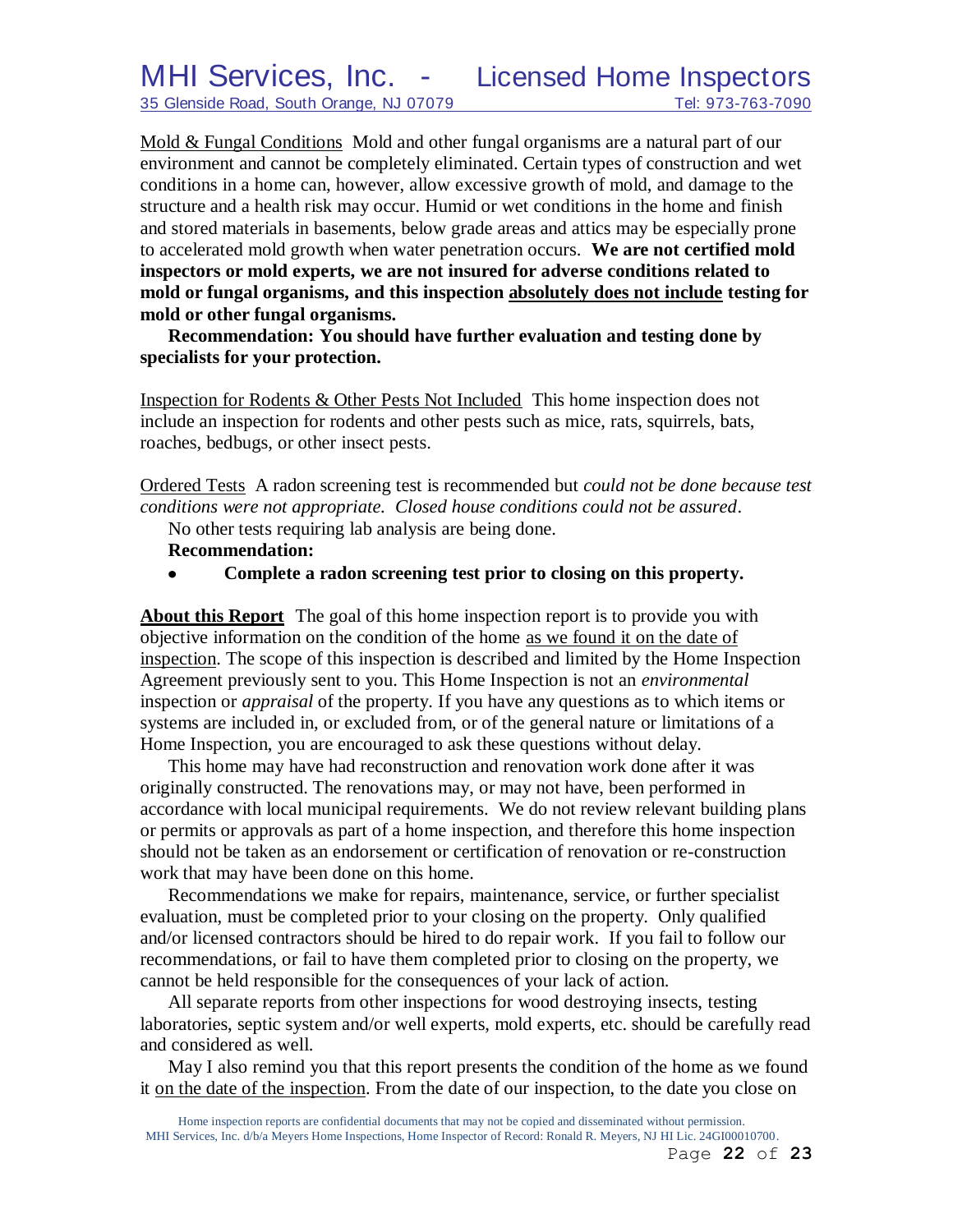Mold & Fungal Conditions  Mold and other fungal organisms are a natural part of our environment and cannot be completely eliminated. Certain types of construction and wet conditions in a home can, however, allow excessive growth of mold, and damage to the structure and a health risk may occur. Humid or wet conditions in the home and finish and stored materials in basements, below grade areas and attics may be especially prone to accelerated mold growth when water penetration occurs. **We are not certified mold inspectors or mold experts, we are not insured for adverse conditions related to mold or fungal organisms, and this inspection absolutely does not include testing for mold or other fungal organisms.**

**Recommendation: You should have further evaluation and testing done by specialists for your protection.**

Inspection for Rodents & Other Pests Not Included  This home inspection does not include an inspection for rodents and other pests such as mice, rats, squirrels, bats, roaches, bedbugs, or other insect pests.

Ordered Tests  A radon screening test is recommended but *could not be done because test conditions were not appropriate. Closed house conditions could not be assured*.

No other tests requiring lab analysis are being done.

**Recommendation:**

- **Complete a radon screening test prior to closing on this property.**

**About this Report**  The goal of this home inspection report is to provide you with objective information on the condition of the home as we found it on the date of inspection. The scope of this inspection is described and limited by the Home Inspection Agreement previously sent to you. This Home Inspection is not an *environmental* inspection or *appraisal* of the property. If you have any questions as to which items or systems are included in, or excluded from, or of the general nature or limitations of a Home Inspection, you are encouraged to ask these questions without delay.

This home may have had reconstruction and renovation work done after it was originally constructed. The renovations may, or may not have, been performed in accordance with local municipal requirements. We do not review relevant building plans or permits or approvals as part of a home inspection, and therefore this home inspection should not be taken as an endorsement or certification of renovation or re-construction work that may have been done on this home.

Recommendations we make for repairs, maintenance, service, or further specialist evaluation, must be completed prior to your closing on the property. Only qualified and/or licensed contractors should be hired to do repair work. If you fail to follow our recommendations, or fail to have them completed prior to closing on the property, we cannot be held responsible for the consequences of your lack of action.

All separate reports from other inspections for wood destroying insects, testing laboratories, septic system and/or well experts, mold experts, etc. should be carefully read and considered as well.

May I also remind you that this report presents the condition of the home as we found it on the date of the inspection. From the date of our inspection, to the date you close on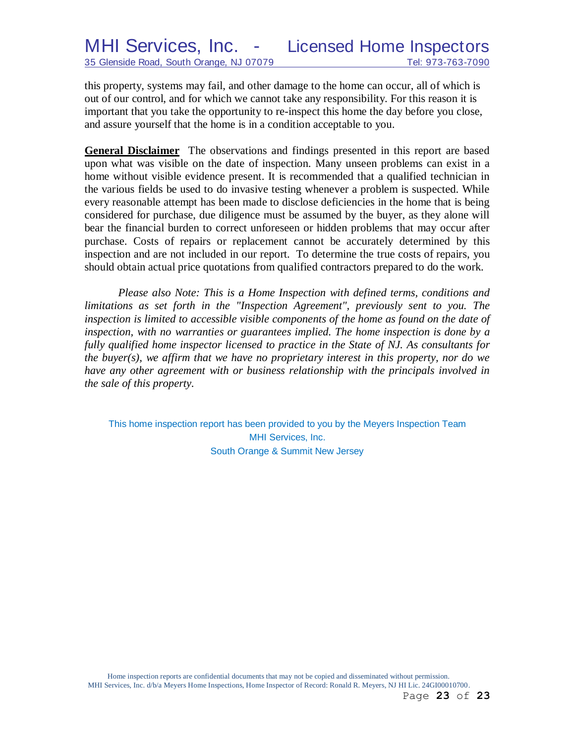this property, systems may fail, and other damage to the home can occur, all of which is out of our control, and for which we cannot take any responsibility. For this reason it is important that you take the opportunity to re-inspect this home the day before you close, and assure yourself that the home is in a condition acceptable to you.

**General Disclaimer** The observations and findings presented in this report are based upon what was visible on the date of inspection. Many unseen problems can exist in a home without visible evidence present. It is recommended that a qualified technician in the various fields be used to do invasive testing whenever a problem is suspected. While every reasonable attempt has been made to disclose deficiencies in the home that is being considered for purchase, due diligence must be assumed by the buyer, as they alone will bear the financial burden to correct unforeseen or hidden problems that may occur after purchase. Costs of repairs or replacement cannot be accurately determined by this inspection and are not included in our report. To determine the true costs of repairs, you should obtain actual price quotations from qualified contractors prepared to do the work.

*Please also Note: This is a Home Inspection with defined terms, conditions and limitations as set forth in the "Inspection Agreement", previously sent to you. The inspection is limited to accessible visible components of the home as found on the date of inspection, with no warranties or guarantees implied. The home inspection is done by a fully qualified home inspector licensed to practice in the State of NJ. As consultants for the buyer(s), we affirm that we have no proprietary interest in this property, nor do we have any other agreement with or business relationship with the principals involved in the sale of this property.*

This home inspection report has been provided to you by the Meyers Inspection Team
MHI Services, Inc.
South Orange & Summit New Jersey